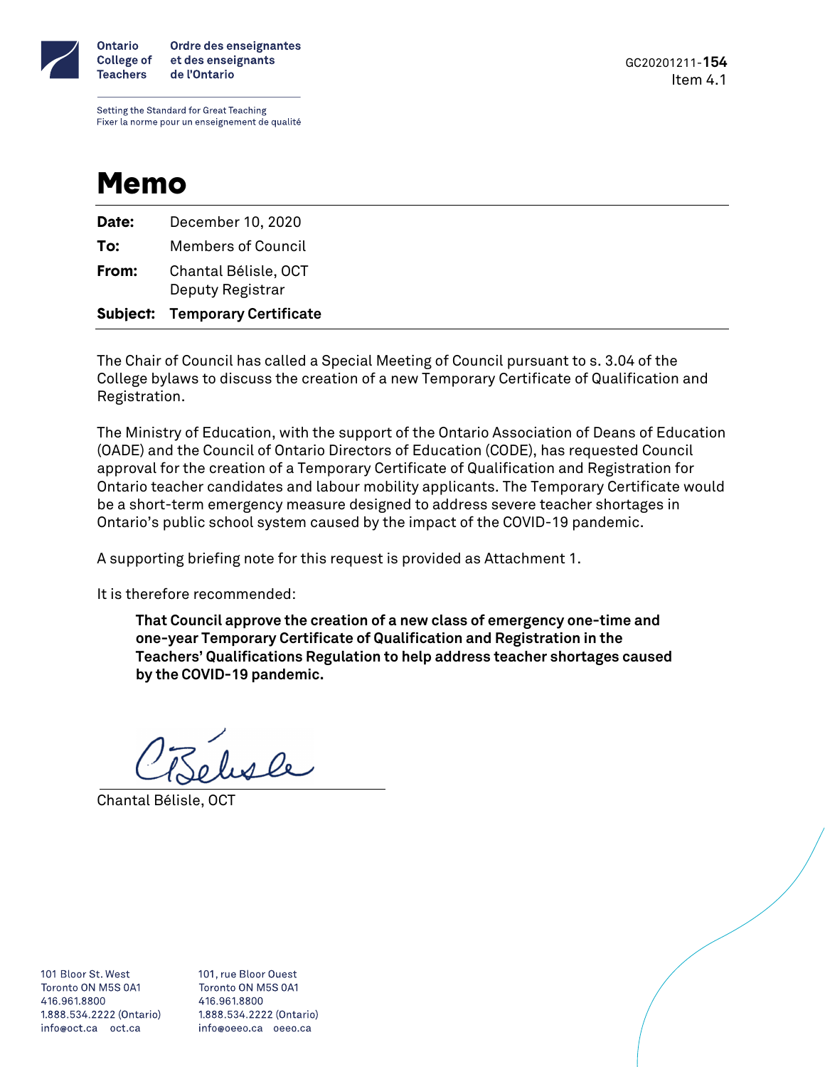Ontario College of Teachers
Ordre des enseignantes et des enseignants de l'Ontario

Setting the Standard for Great Teaching
Fixer la norme pour un enseignement de qualité

GC20201211-**154**
Item 4.1

# Memo

| | |
|---|---|
| **Date:** | December 10, 2020 |
| **To:** | Members of Council |
| **From:** | Chantal Bélisle, OCT<br>Deputy Registrar |
| **Subject:** | **Temporary Certificate** |

The Chair of Council has called a Special Meeting of Council pursuant to s. 3.04 of the College bylaws to discuss the creation of a new Temporary Certificate of Qualification and Registration.

The Ministry of Education, with the support of the Ontario Association of Deans of Education (OADE) and the Council of Ontario Directors of Education (CODE), has requested Council approval for the creation of a Temporary Certificate of Qualification and Registration for Ontario teacher candidates and labour mobility applicants. The Temporary Certificate would be a short-term emergency measure designed to address severe teacher shortages in Ontario's public school system caused by the impact of the COVID-19 pandemic.

A supporting briefing note for this request is provided as Attachment 1.

It is therefore recommended:

> **That Council approve the creation of a new class of emergency one-time and one-year Temporary Certificate of Qualification and Registration in the Teachers' Qualifications Regulation to help address teacher shortages caused by the COVID-19 pandemic.**

Chantal Bélisle, OCT

101 Bloor St. West
Toronto ON M5S 0A1
416.961.8800
1.888.534.2222 (Ontario)
info@oct.ca oct.ca

101, rue Bloor Ouest
Toronto ON M5S 0A1
416.961.8800
1.888.534.2222 (Ontario)
info@oeeo.ca oeeo.ca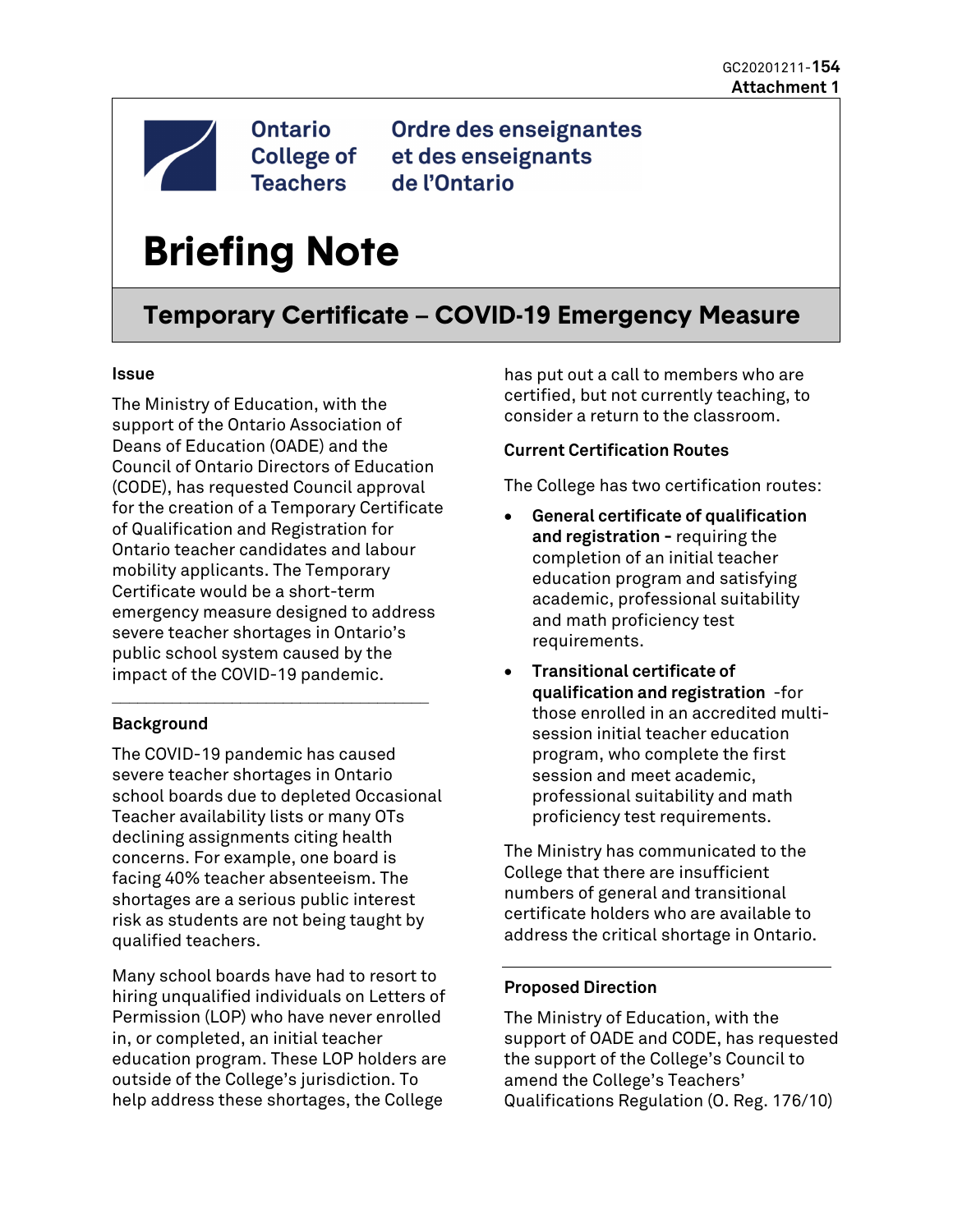GC20201211-**154**
**Attachment 1**

Ontario College of Teachers
Ordre des enseignantes et des enseignants de l'Ontario

# Briefing Note

## Temporary Certificate – COVID-19 Emergency Measure

### Issue

The Ministry of Education, with the support of the Ontario Association of Deans of Education (OADE) and the Council of Ontario Directors of Education (CODE), has requested Council approval for the creation of a Temporary Certificate of Qualification and Registration for Ontario teacher candidates and labour mobility applicants. The Temporary Certificate would be a short-term emergency measure designed to address severe teacher shortages in Ontario's public school system caused by the impact of the COVID-19 pandemic.

### Background

The COVID-19 pandemic has caused severe teacher shortages in Ontario school boards due to depleted Occasional Teacher availability lists or many OTs declining assignments citing health concerns. For example, one board is facing 40% teacher absenteeism. The shortages are a serious public interest risk as students are not being taught by qualified teachers.

Many school boards have had to resort to hiring unqualified individuals on Letters of Permission (LOP) who have never enrolled in, or completed, an initial teacher education program. These LOP holders are outside of the College's jurisdiction. To help address these shortages, the College has put out a call to members who are certified, but not currently teaching, to consider a return to the classroom.

### Current Certification Routes

The College has two certification routes:

- **General certificate of qualification and registration -** requiring the completion of an initial teacher education program and satisfying academic, professional suitability and math proficiency test requirements.
- **Transitional certificate of qualification and registration** -for those enrolled in an accredited multi-session initial teacher education program, who complete the first session and meet academic, professional suitability and math proficiency test requirements.

The Ministry has communicated to the College that there are insufficient numbers of general and transitional certificate holders who are available to address the critical shortage in Ontario.

### Proposed Direction

The Ministry of Education, with the support of OADE and CODE, has requested the support of the College's Council to amend the College's Teachers' Qualifications Regulation (O. Reg. 176/10)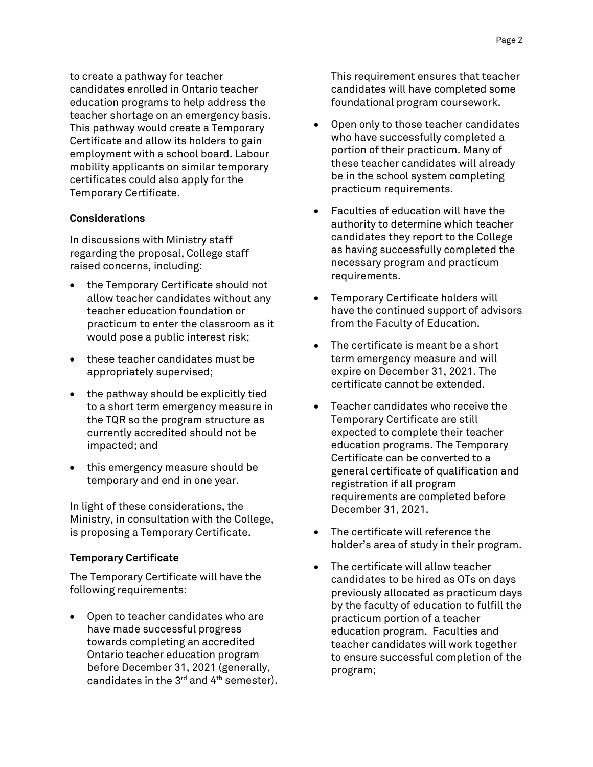to create a pathway for teacher candidates enrolled in Ontario teacher education programs to help address the teacher shortage on an emergency basis. This pathway would create a Temporary Certificate and allow its holders to gain employment with a school board. Labour mobility applicants on similar temporary certificates could also apply for the Temporary Certificate.

**Considerations**

In discussions with Ministry staff regarding the proposal, College staff raised concerns, including:

- the Temporary Certificate should not allow teacher candidates without any teacher education foundation or practicum to enter the classroom as it would pose a public interest risk;
- these teacher candidates must be appropriately supervised;
- the pathway should be explicitly tied to a short term emergency measure in the TQR so the program structure as currently accredited should not be impacted; and
- this emergency measure should be temporary and end in one year.

In light of these considerations, the Ministry, in consultation with the College, is proposing a Temporary Certificate.

**Temporary Certificate**

The Temporary Certificate will have the following requirements:

- Open to teacher candidates who are have made successful progress towards completing an accredited Ontario teacher education program before December 31, 2021 (generally, candidates in the 3rd and 4th semester). This requirement ensures that teacher candidates will have completed some foundational program coursework.
- Open only to those teacher candidates who have successfully completed a portion of their practicum. Many of these teacher candidates will already be in the school system completing practicum requirements.
- Faculties of education will have the authority to determine which teacher candidates they report to the College as having successfully completed the necessary program and practicum requirements.
- Temporary Certificate holders will have the continued support of advisors from the Faculty of Education.
- The certificate is meant be a short term emergency measure and will expire on December 31, 2021. The certificate cannot be extended.
- Teacher candidates who receive the Temporary Certificate are still expected to complete their teacher education programs. The Temporary Certificate can be converted to a general certificate of qualification and registration if all program requirements are completed before December 31, 2021.
- The certificate will reference the holder's area of study in their program.
- The certificate will allow teacher candidates to be hired as OTs on days previously allocated as practicum days by the faculty of education to fulfill the practicum portion of a teacher education program. Faculties and teacher candidates will work together to ensure successful completion of the program;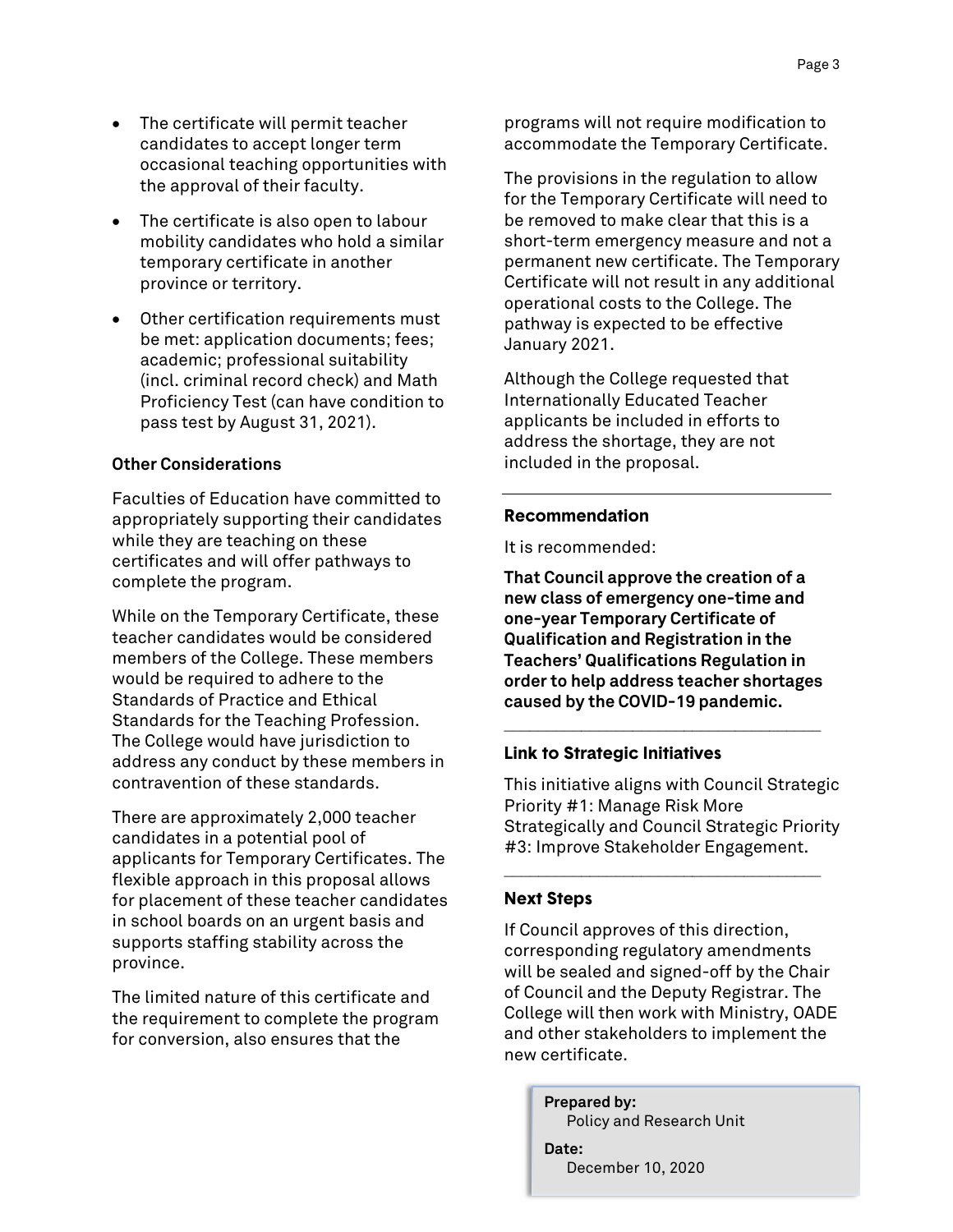- The certificate will permit teacher candidates to accept longer term occasional teaching opportunities with the approval of their faculty.
- The certificate is also open to labour mobility candidates who hold a similar temporary certificate in another province or territory.
- Other certification requirements must be met: application documents; fees; academic; professional suitability (incl. criminal record check) and Math Proficiency Test (can have condition to pass test by August 31, 2021).

### Other Considerations

Faculties of Education have committed to appropriately supporting their candidates while they are teaching on these certificates and will offer pathways to complete the program.

While on the Temporary Certificate, these teacher candidates would be considered members of the College. These members would be required to adhere to the Standards of Practice and Ethical Standards for the Teaching Profession. The College would have jurisdiction to address any conduct by these members in contravention of these standards.

There are approximately 2,000 teacher candidates in a potential pool of applicants for Temporary Certificates. The flexible approach in this proposal allows for placement of these teacher candidates in school boards on an urgent basis and supports staffing stability across the province.

The limited nature of this certificate and the requirement to complete the program for conversion, also ensures that the programs will not require modification to accommodate the Temporary Certificate.

The provisions in the regulation to allow for the Temporary Certificate will need to be removed to make clear that this is a short-term emergency measure and not a permanent new certificate. The Temporary Certificate will not result in any additional operational costs to the College. The pathway is expected to be effective January 2021.

Although the College requested that Internationally Educated Teacher applicants be included in efforts to address the shortage, they are not included in the proposal.

---

### Recommendation

It is recommended:

**That Council approve the creation of a new class of emergency one-time and one-year Temporary Certificate of Qualification and Registration in the Teachers' Qualifications Regulation in order to help address teacher shortages caused by the COVID-19 pandemic.**

---

### Link to Strategic Initiatives

This initiative aligns with Council Strategic Priority #1: Manage Risk More Strategically and Council Strategic Priority #3: Improve Stakeholder Engagement.

---

### Next Steps

If Council approves of this direction, corresponding regulatory amendments will be sealed and signed-off by the Chair of Council and the Deputy Registrar. The College will then work with Ministry, OADE and other stakeholders to implement the new certificate.

**Prepared by:**
Policy and Research Unit

**Date:**
December 10, 2020